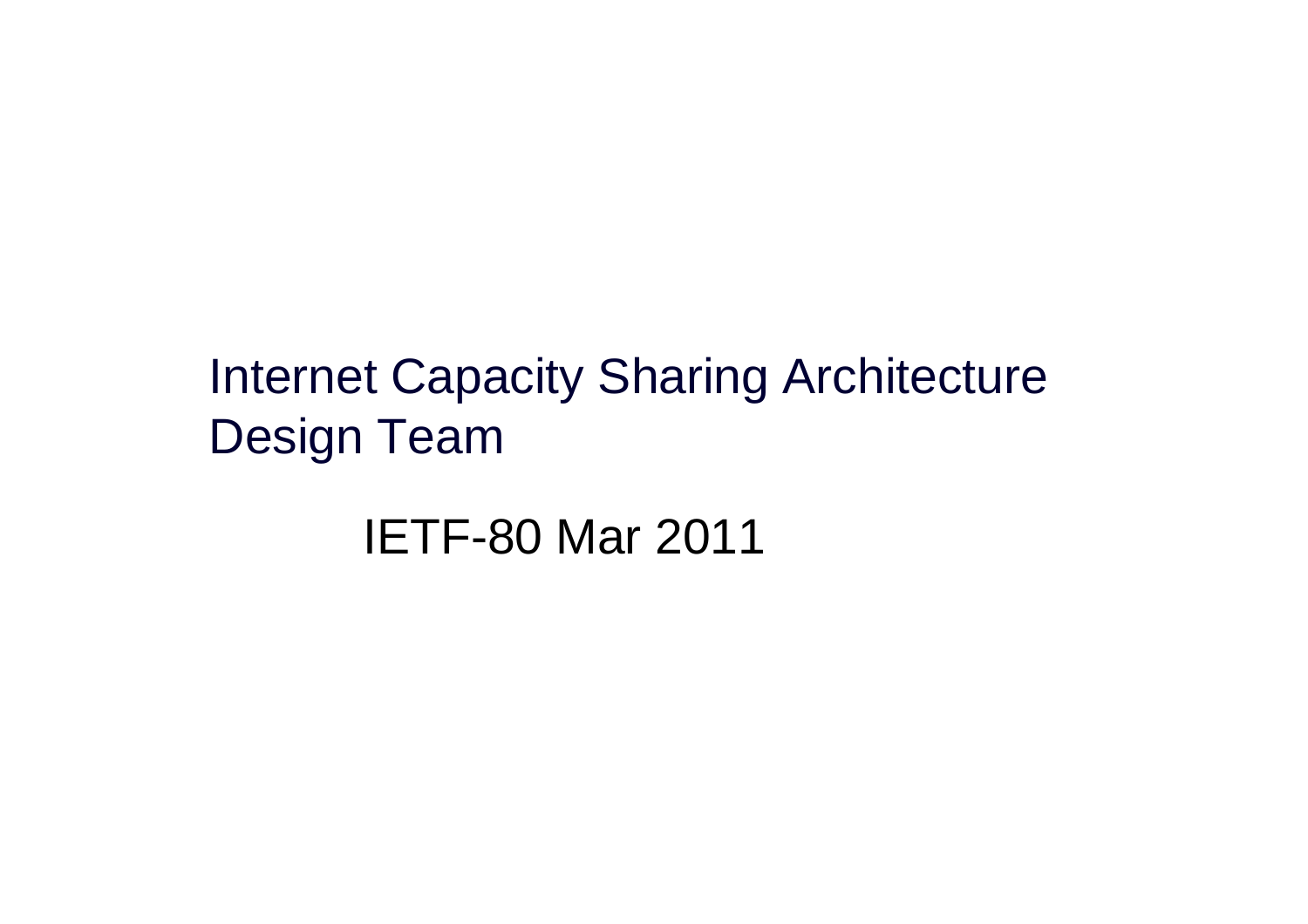# Internet Capacity Sharing Architecture Design Team

IETF-80 Mar 2011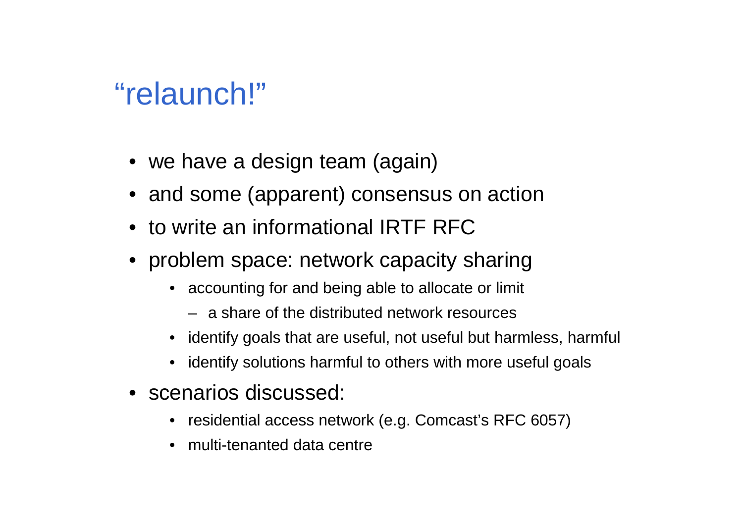# “relaunch!”

- we have a design team (again)
- and some (apparent) consensus on action
- to write an informational IRTF RFC
- problem space: network capacity sharing
  - accounting for and being able to allocate or limit
    - a share of the distributed network resources
  - identify goals that are useful, not useful but harmless, harmful
  - identify solutions harmful to others with more useful goals
- scenarios discussed:
  - residential access network (e.g. Comcast’s RFC 6057)
  - multi-tenanted data centre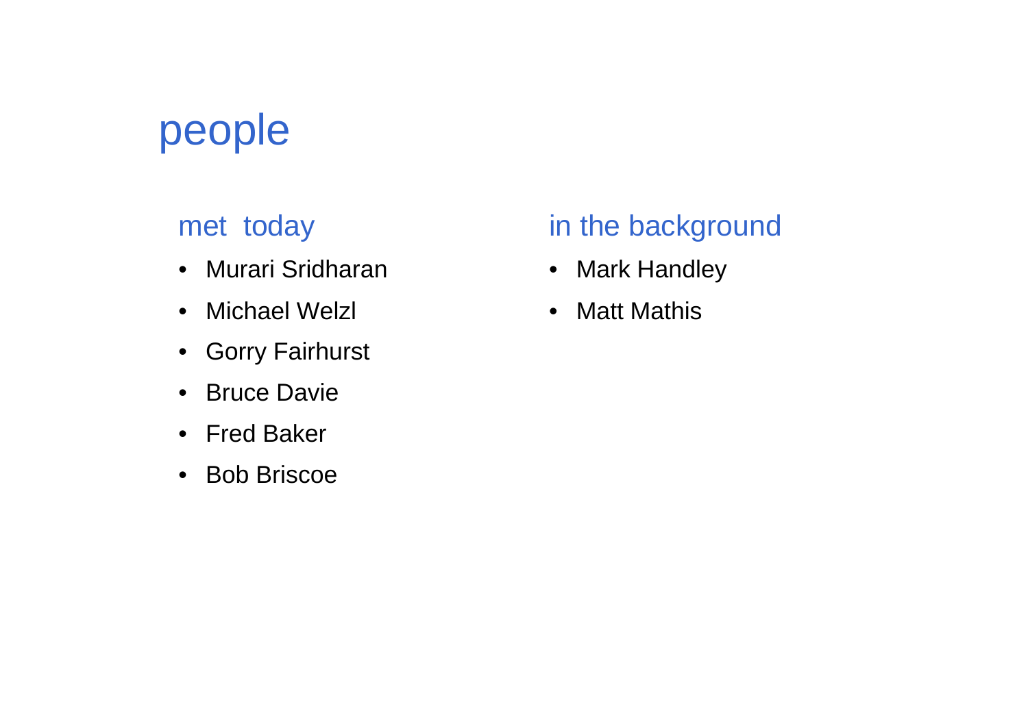# people

## met today

- Murari Sridharan
- Michael Welzl
- Gorry Fairhurst
- Bruce Davie
- Fred Baker
- Bob Briscoe

## in the background

- Mark Handley
- Matt Mathis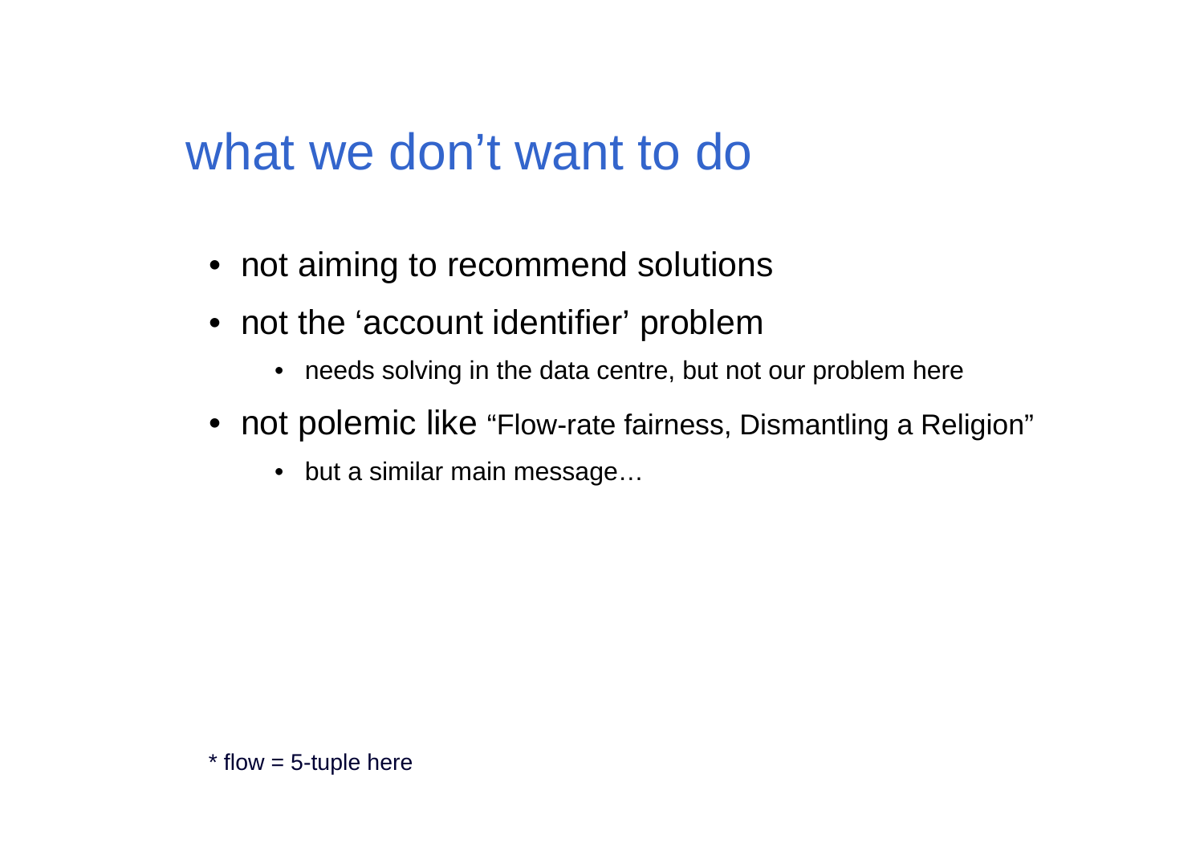# what we don't want to do

- not aiming to recommend solutions
- not the 'account identifier' problem
  - needs solving in the data centre, but not our problem here
- not polemic like "Flow-rate fairness, Dismantling a Religion"
  - but a similar main message…

* flow = 5-tuple here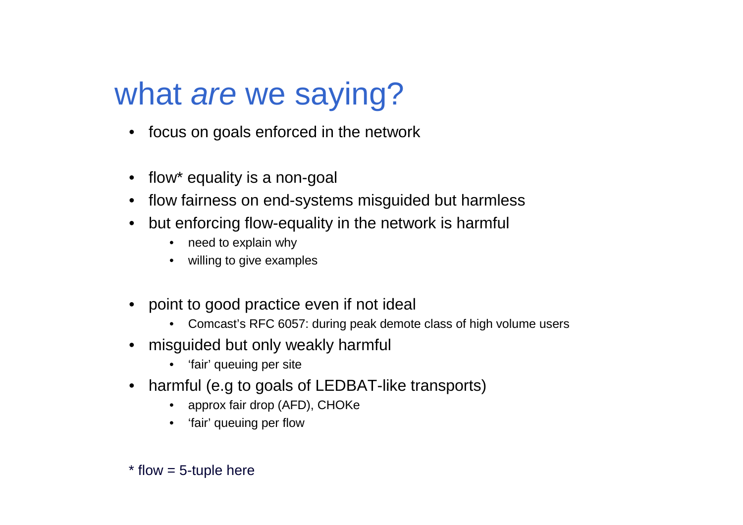# what *are* we saying?

- focus on goals enforced in the network

- flow* equality is a non-goal
- flow fairness on end-systems misguided but harmless
- but enforcing flow-equality in the network is harmful
    - need to explain why
    - willing to give examples

- point to good practice even if not ideal
    - Comcast's RFC 6057: during peak demote class of high volume users
- misguided but only weakly harmful
    - 'fair' queuing per site
- harmful (e.g to goals of LEDBAT-like transports)
    - approx fair drop (AFD), CHOKe
    - 'fair' queuing per flow

\* flow = 5-tuple here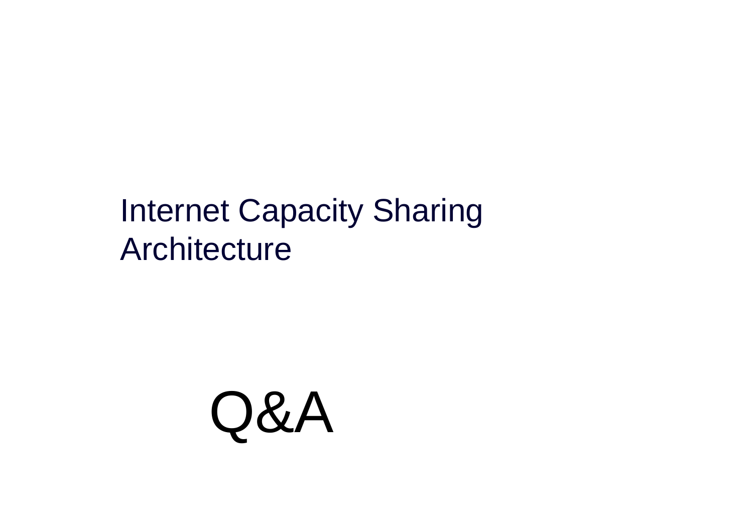# Internet Capacity Sharing Architecture

# Q&A